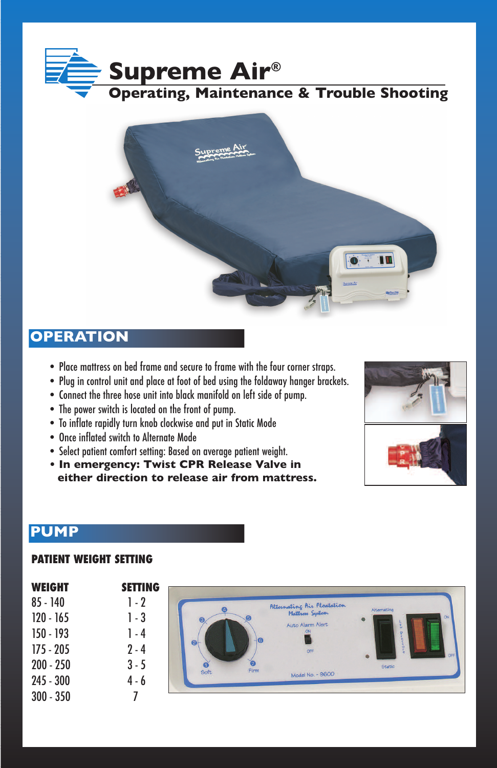# Supreme Air®

## Operating, Maintenance & Trouble Shooting

## OPERATION

- Place mattress on bed frame and secure to frame with the four corner straps.
- Plug in control unit and place at foot of bed using the foldaway hanger brackets.
- Connect the three hose unit into black manifold on left side of pump.
- The power switch is located on the front of pump.
- To inflate rapidly turn knob clockwise and put in Static Mode
- Once inflated switch to Alternate Mode
- Select patient comfort setting: Based on average patient weight.
- **In emergency: Twist CPR Release Valve in either direction to release air from mattress.**

## PUMP

### PATIENT WEIGHT SETTING

| WEIGHT | SETTING |
|---|---|
| 85 - 140 | 1 - 2 |
| 120 - 165 | 1 - 3 |
| 150 - 193 | 1 - 4 |
| 175 - 205 | 2 - 4 |
| 200 - 250 | 3 - 5 |
| 245 - 300 | 4 - 6 |
| 300 - 350 | 7 |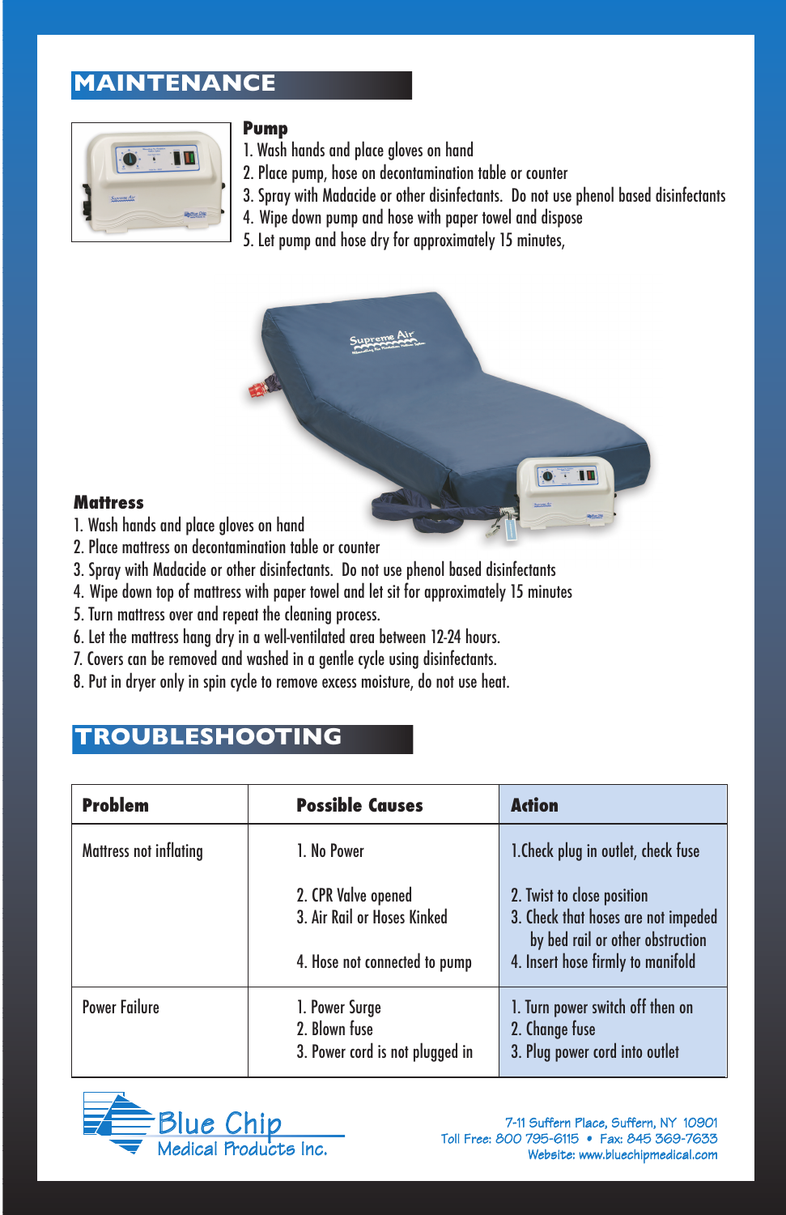## MAINTENANCE

### Pump

1. Wash hands and place gloves on hand
2. Place pump, hose on decontamination table or counter
3. Spray with Madacide or other disinfectants. Do not use phenol based disinfectants
4. Wipe down pump and hose with paper towel and dispose
5. Let pump and hose dry for approximately 15 minutes,

### Mattress

1. Wash hands and place gloves on hand
2. Place mattress on decontamination table or counter
3. Spray with Madacide or other disinfectants. Do not use phenol based disinfectants
4. Wipe down top of mattress with paper towel and let sit for approximately 15 minutes
5. Turn mattress over and repeat the cleaning process.
6. Let the mattress hang dry in a well-ventilated area between 12-24 hours.
7. Covers can be removed and washed in a gentle cycle using disinfectants.
8. Put in dryer only in spin cycle to remove excess moisture, do not use heat.

## TROUBLESHOOTING

| Problem | Possible Causes | Action |
|---|---|---|
| Mattress not inflating | 1. No Power | 1.Check plug in outlet, check fuse |
| | 2. CPR Valve opened | 2. Twist to close position |
| | 3. Air Rail or Hoses Kinked | 3. Check that hoses are not impeded by bed rail or other obstruction |
| | 4. Hose not connected to pump | 4. Insert hose firmly to manifold |
| Power Failure | 1. Power Surge | 1. Turn power switch off then on |
| | 2. Blown fuse | 2. Change fuse |
| | 3. Power cord is not plugged in | 3. Plug power cord into outlet |

Blue Chip Medical Products Inc.

7-11 Suffern Place, Suffern, NY 10901
Toll Free: 800 795-6115 • Fax: 845 369-7633
Website: www.bluechipmedical.com